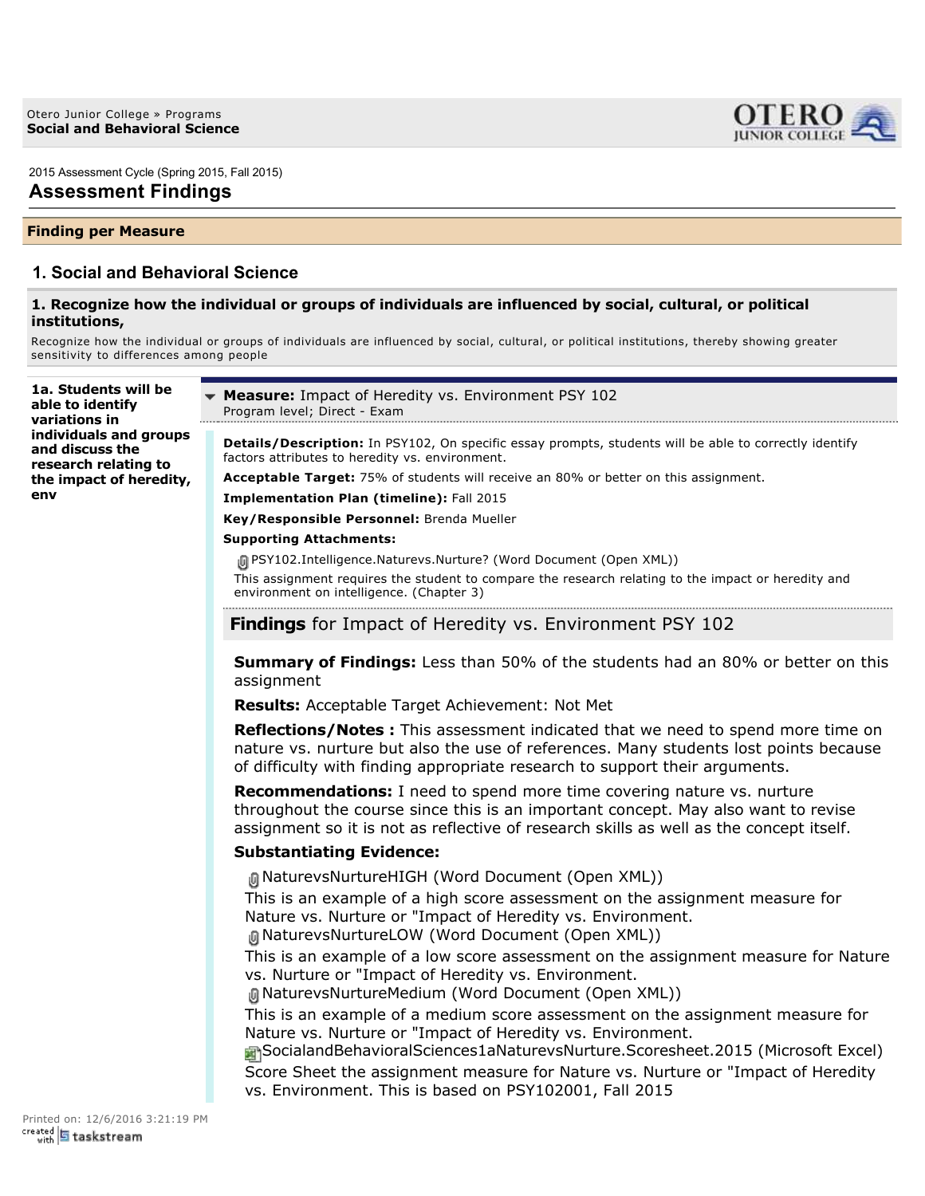Otero Junior College » Programs
**Social and Behavioral Science**

2015 Assessment Cycle (Spring 2015, Fall 2015)

# Assessment Findings

## Finding per Measure

## 1. Social and Behavioral Science

### 1. Recognize how the individual or groups of individuals are influenced by social, cultural, or political institutions,

Recognize how the individual or groups of individuals are influenced by social, cultural, or political institutions, thereby showing greater sensitivity to differences among people

**1a. Students will be able to identify variations in individuals and groups and discuss the research relating to the impact of heredity, env**

**Measure:** Impact of Heredity vs. Environment PSY 102
Program level; Direct - Exam

**Details/Description:** In PSY102, On specific essay prompts, students will be able to correctly identify factors attributes to heredity vs. environment.

**Acceptable Target:** 75% of students will receive an 80% or better on this assignment.

**Implementation Plan (timeline):** Fall 2015

**Key/Responsible Personnel:** Brenda Mueller

**Supporting Attachments:**

PSY102.Intelligence.Naturevs.Nurture? (Word Document (Open XML))
This assignment requires the student to compare the research relating to the impact or heredity and environment on intelligence. (Chapter 3)

### Findings for Impact of Heredity vs. Environment PSY 102

**Summary of Findings:** Less than 50% of the students had an 80% or better on this assignment

**Results:** Acceptable Target Achievement: Not Met

**Reflections/Notes :** This assessment indicated that we need to spend more time on nature vs. nurture but also the use of references. Many students lost points because of difficulty with finding appropriate research to support their arguments.

**Recommendations:** I need to spend more time covering nature vs. nurture throughout the course since this is an important concept. May also want to revise assignment so it is not as reflective of research skills as well as the concept itself.

**Substantiating Evidence:**

NaturevsNurtureHIGH (Word Document (Open XML))
This is an example of a high score assessment on the assignment measure for Nature vs. Nurture or "Impact of Heredity vs. Environment.

NaturevsNurtureLOW (Word Document (Open XML))
This is an example of a low score assessment on the assignment measure for Nature vs. Nurture or "Impact of Heredity vs. Environment.

NaturevsNurtureMedium (Word Document (Open XML))
This is an example of a medium score assessment on the assignment measure for Nature vs. Nurture or "Impact of Heredity vs. Environment.

SocialandBehavioralSciences1aNaturevsNurture.Scoresheet.2015 (Microsoft Excel)
Score Sheet the assignment measure for Nature vs. Nurture or "Impact of Heredity vs. Environment. This is based on PSY102001, Fall 2015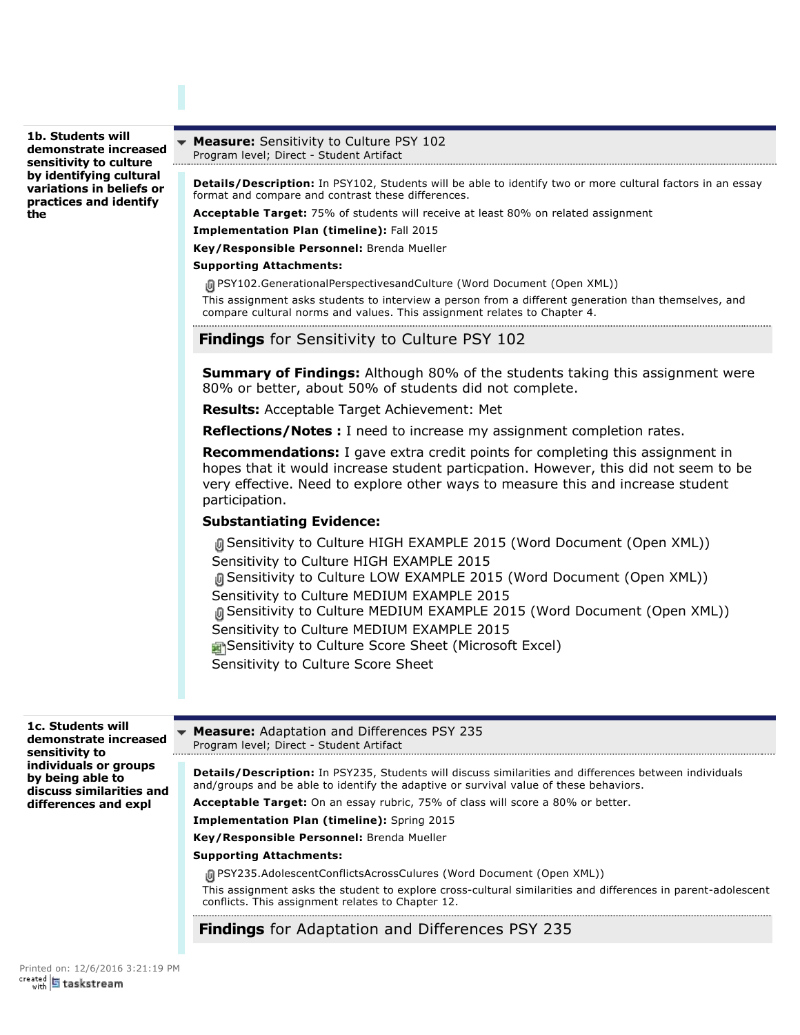**1b. Students will demonstrate increased sensitivity to culture by identifying cultural variations in beliefs or practices and identify the**

### Measure: Sensitivity to Culture PSY 102

Program level; Direct - Student Artifact

**Details/Description:** In PSY102, Students will be able to identify two or more cultural factors in an essay format and compare and contrast these differences.

**Acceptable Target:** 75% of students will receive at least 80% on related assignment

**Implementation Plan (timeline):** Fall 2015

**Key/Responsible Personnel:** Brenda Mueller

**Supporting Attachments:**

PSY102.GenerationalPerspectivesandCulture (Word Document (Open XML))

This assignment asks students to interview a person from a different generation than themselves, and compare cultural norms and values. This assignment relates to Chapter 4.

#### Findings for Sensitivity to Culture PSY 102

**Summary of Findings:** Although 80% of the students taking this assignment were 80% or better, about 50% of students did not complete.

**Results:** Acceptable Target Achievement: Met

**Reflections/Notes :** I need to increase my assignment completion rates.

**Recommendations:** I gave extra credit points for completing this assignment in hopes that it would increase student particpation. However, this did not seem to be very effective. Need to explore other ways to measure this and increase student participation.

**Substantiating Evidence:**

Sensitivity to Culture HIGH EXAMPLE 2015 (Word Document (Open XML))
Sensitivity to Culture HIGH EXAMPLE 2015
Sensitivity to Culture LOW EXAMPLE 2015 (Word Document (Open XML))
Sensitivity to Culture MEDIUM EXAMPLE 2015
Sensitivity to Culture MEDIUM EXAMPLE 2015 (Word Document (Open XML))
Sensitivity to Culture MEDIUM EXAMPLE 2015
Sensitivity to Culture Score Sheet (Microsoft Excel)
Sensitivity to Culture Score Sheet

**1c. Students will demonstrate increased sensitivity to individuals or groups by being able to discuss similarities and differences and expl**

### Measure: Adaptation and Differences PSY 235

Program level; Direct - Student Artifact

**Details/Description:** In PSY235, Students will discuss similarities and differences between individuals and/groups and be able to identify the adaptive or survival value of these behaviors.

**Acceptable Target:** On an essay rubric, 75% of class will score a 80% or better.

**Implementation Plan (timeline):** Spring 2015

**Key/Responsible Personnel:** Brenda Mueller

**Supporting Attachments:**

PSY235.AdolescentConflictsAcrossCulures (Word Document (Open XML))

This assignment asks the student to explore cross-cultural similarities and differences in parent-adolescent conflicts. This assignment relates to Chapter 12.

#### Findings for Adaptation and Differences PSY 235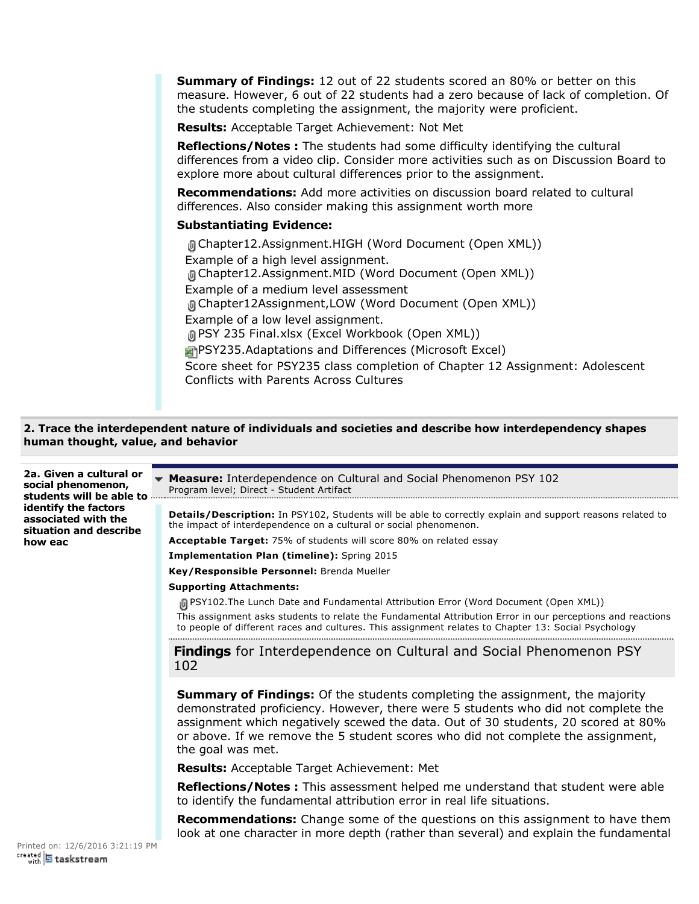**Summary of Findings:** 12 out of 22 students scored an 80% or better on this measure. However, 6 out of 22 students had a zero because of lack of completion. Of the students completing the assignment, the majority were proficient.

**Results:** Acceptable Target Achievement: Not Met

**Reflections/Notes :** The students had some difficulty identifying the cultural differences from a video clip. Consider more activities such as on Discussion Board to explore more about cultural differences prior to the assignment.

**Recommendations:** Add more activities on discussion board related to cultural differences. Also consider making this assignment worth more

**Substantiating Evidence:**

Chapter12.Assignment.HIGH (Word Document (Open XML))
Example of a high level assignment.
Chapter12.Assignment.MID (Word Document (Open XML))
Example of a medium level assessment
Chapter12Assignment,LOW (Word Document (Open XML))
Example of a low level assignment.
PSY 235 Final.xlsx (Excel Workbook (Open XML))
PSY235.Adaptations and Differences (Microsoft Excel)
Score sheet for PSY235 class completion of Chapter 12 Assignment: Adolescent Conflicts with Parents Across Cultures

## 2. Trace the interdependent nature of individuals and societies and describe how interdependency shapes human thought, value, and behavior

**2a. Given a cultural or social phenomenon, students will be able to identify the factors associated with the situation and describe how eac**

**Measure:** Interdependence on Cultural and Social Phenomenon PSY 102
Program level; Direct - Student Artifact

**Details/Description:** In PSY102, Students will be able to correctly explain and support reasons related to the impact of interdependence on a cultural or social phenomenon.

**Acceptable Target:** 75% of students will score 80% on related essay

**Implementation Plan (timeline):** Spring 2015

**Key/Responsible Personnel:** Brenda Mueller

**Supporting Attachments:**

PSY102.The Lunch Date and Fundamental Attribution Error (Word Document (Open XML))
This assignment asks students to relate the Fundamental Attribution Error in our perceptions and reactions to people of different races and cultures. This assignment relates to Chapter 13: Social Psychology

### Findings for Interdependence on Cultural and Social Phenomenon PSY 102

**Summary of Findings:** Of the students completing the assignment, the majority demonstrated proficiency. However, there were 5 students who did not complete the assignment which negatively scewed the data. Out of 30 students, 20 scored at 80% or above. If we remove the 5 student scores who did not complete the assignment, the goal was met.

**Results:** Acceptable Target Achievement: Met

**Reflections/Notes :** This assessment helped me understand that student were able to identify the fundamental attribution error in real life situations.

**Recommendations:** Change some of the questions on this assignment to have them look at one character in more depth (rather than several) and explain the fundamental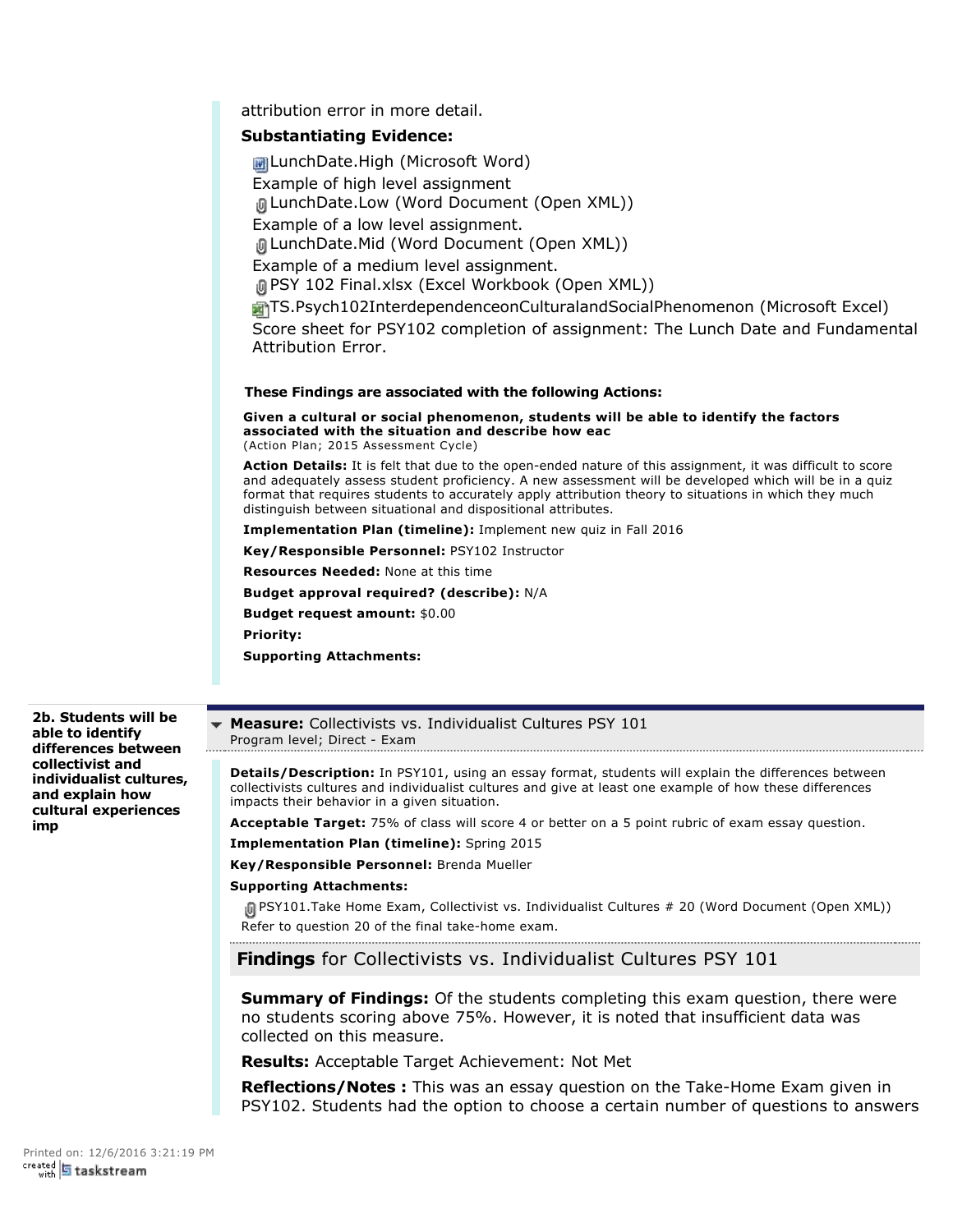attribution error in more detail.

**Substantiating Evidence:**

LunchDate.High (Microsoft Word)
Example of high level assignment
LunchDate.Low (Word Document (Open XML))
Example of a low level assignment.
LunchDate.Mid (Word Document (Open XML))
Example of a medium level assignment.
PSY 102 Final.xlsx (Excel Workbook (Open XML))
TS.Psych102InterdependenceonCulturalandSocialPhenomenon (Microsoft Excel)
Score sheet for PSY102 completion of assignment: The Lunch Date and Fundamental Attribution Error.

**These Findings are associated with the following Actions:**

**Given a cultural or social phenomenon, students will be able to identify the factors associated with the situation and describe how eac**
(Action Plan; 2015 Assessment Cycle)

**Action Details:** It is felt that due to the open-ended nature of this assignment, it was difficult to score and adequately assess student proficiency. A new assessment will be developed which will be in a quiz format that requires students to accurately apply attribution theory to situations in which they much distinguish between situational and dispositional attributes.

**Implementation Plan (timeline):** Implement new quiz in Fall 2016

**Key/Responsible Personnel:** PSY102 Instructor

**Resources Needed:** None at this time

**Budget approval required? (describe):** N/A

**Budget request amount:** $0.00

**Priority:**

**Supporting Attachments:**

**2b. Students will be able to identify differences between collectivist and individualist cultures, and explain how cultural experiences imp**

**Measure:** Collectivists vs. Individualist Cultures PSY 101
Program level; Direct - Exam

**Details/Description:** In PSY101, using an essay format, students will explain the differences between collectivists cultures and individualist cultures and give at least one example of how these differences impacts their behavior in a given situation.

**Acceptable Target:** 75% of class will score 4 or better on a 5 point rubric of exam essay question.

**Implementation Plan (timeline):** Spring 2015

**Key/Responsible Personnel:** Brenda Mueller

**Supporting Attachments:**

PSY101.Take Home Exam, Collectivist vs. Individualist Cultures # 20 (Word Document (Open XML))
Refer to question 20 of the final take-home exam.

## Findings for Collectivists vs. Individualist Cultures PSY 101

**Summary of Findings:** Of the students completing this exam question, there were no students scoring above 75%. However, it is noted that insufficient data was collected on this measure.

**Results:** Acceptable Target Achievement: Not Met

**Reflections/Notes :** This was an essay question on the Take-Home Exam given in PSY102. Students had the option to choose a certain number of questions to answers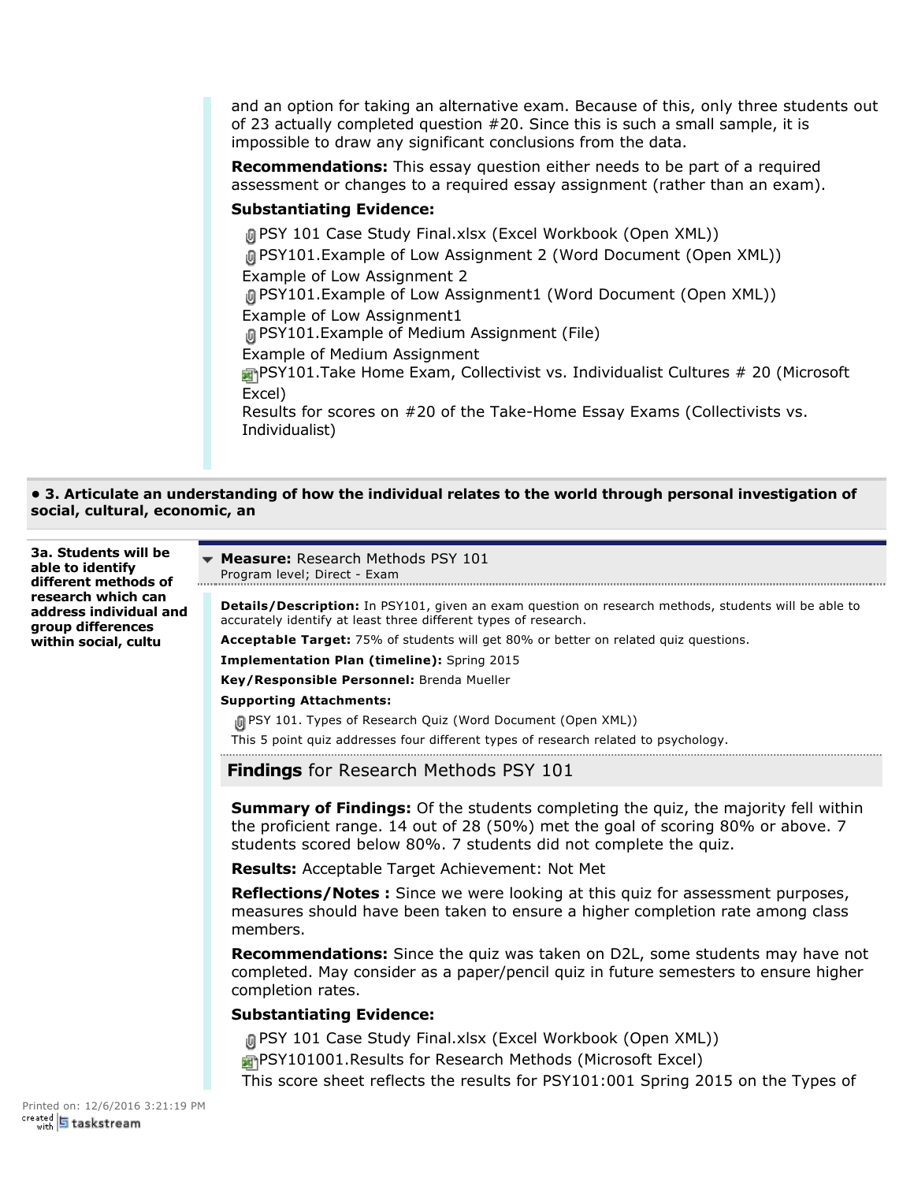and an option for taking an alternative exam. Because of this, only three students out of 23 actually completed question #20. Since this is such a small sample, it is impossible to draw any significant conclusions from the data.

**Recommendations:** This essay question either needs to be part of a required assessment or changes to a required essay assignment (rather than an exam).

**Substantiating Evidence:**

PSY 101 Case Study Final.xlsx (Excel Workbook (Open XML))

PSY101.Example of Low Assignment 2 (Word Document (Open XML))

Example of Low Assignment 2

PSY101.Example of Low Assignment1 (Word Document (Open XML))

Example of Low Assignment1

PSY101.Example of Medium Assignment (File)

Example of Medium Assignment

PSY101.Take Home Exam, Collectivist vs. Individualist Cultures # 20 (Microsoft Excel)

Results for scores on #20 of the Take-Home Essay Exams (Collectivists vs. Individualist)

**• 3. Articulate an understanding of how the individual relates to the world through personal investigation of social, cultural, economic, an**

**3a. Students will be able to identify different methods of research which can address individual and group differences within social, cultu**

**Measure:** Research Methods PSY 101
Program level; Direct - Exam

**Details/Description:** In PSY101, given an exam question on research methods, students will be able to accurately identify at least three different types of research.

**Acceptable Target:** 75% of students will get 80% or better on related quiz questions.

**Implementation Plan (timeline):** Spring 2015

**Key/Responsible Personnel:** Brenda Mueller

**Supporting Attachments:**

PSY 101. Types of Research Quiz (Word Document (Open XML))

This 5 point quiz addresses four different types of research related to psychology.

## **Findings** for Research Methods PSY 101

**Summary of Findings:** Of the students completing the quiz, the majority fell within the proficient range. 14 out of 28 (50%) met the goal of scoring 80% or above. 7 students scored below 80%. 7 students did not complete the quiz.

**Results:** Acceptable Target Achievement: Not Met

**Reflections/Notes :** Since we were looking at this quiz for assessment purposes, measures should have been taken to ensure a higher completion rate among class members.

**Recommendations:** Since the quiz was taken on D2L, some students may have not completed. May consider as a paper/pencil quiz in future semesters to ensure higher completion rates.

**Substantiating Evidence:**

PSY 101 Case Study Final.xlsx (Excel Workbook (Open XML))

PSY101001.Results for Research Methods (Microsoft Excel)

This score sheet reflects the results for PSY101:001 Spring 2015 on the Types of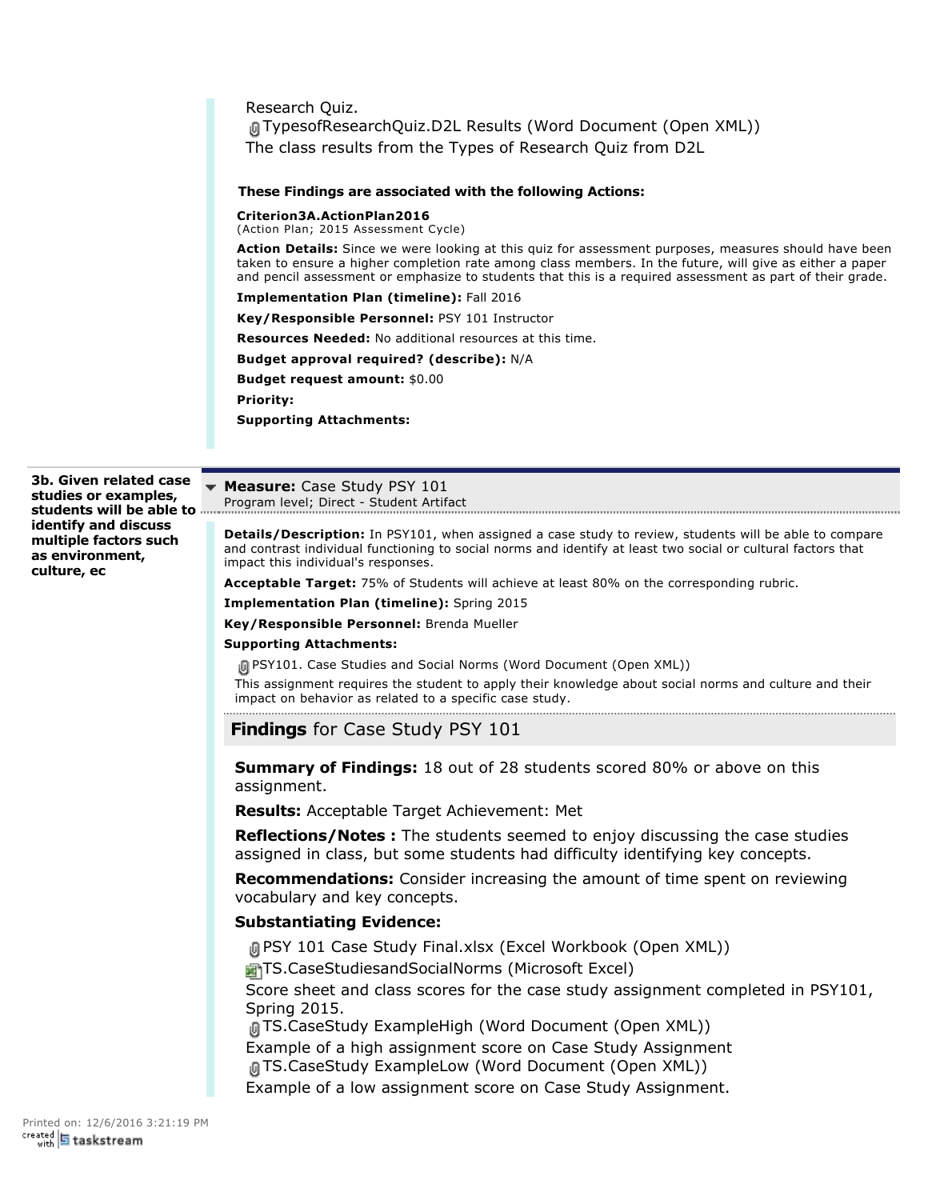Research Quiz.

TypesofResearchQuiz.D2L Results (Word Document (Open XML))

The class results from the Types of Research Quiz from D2L

**These Findings are associated with the following Actions:**

**Criterion3A.ActionPlan2016**
(Action Plan; 2015 Assessment Cycle)

**Action Details:** Since we were looking at this quiz for assessment purposes, measures should have been taken to ensure a higher completion rate among class members. In the future, will give as either a paper and pencil assessment or emphasize to students that this is a required assessment as part of their grade.

**Implementation Plan (timeline):** Fall 2016

**Key/Responsible Personnel:** PSY 101 Instructor

**Resources Needed:** No additional resources at this time.

**Budget approval required? (describe):** N/A

**Budget request amount:** $0.00

**Priority:**

**Supporting Attachments:**

**3b. Given related case studies or examples, students will be able to identify and discuss multiple factors such as environment, culture, ec**

**Measure:** Case Study PSY 101
Program level; Direct - Student Artifact

**Details/Description:** In PSY101, when assigned a case study to review, students will be able to compare and contrast individual functioning to social norms and identify at least two social or cultural factors that impact this individual's responses.

**Acceptable Target:** 75% of Students will achieve at least 80% on the corresponding rubric.

**Implementation Plan (timeline):** Spring 2015

**Key/Responsible Personnel:** Brenda Mueller

**Supporting Attachments:**

PSY101. Case Studies and Social Norms (Word Document (Open XML))

This assignment requires the student to apply their knowledge about social norms and culture and their impact on behavior as related to a specific case study.

## **Findings** for Case Study PSY 101

**Summary of Findings:** 18 out of 28 students scored 80% or above on this assignment.

**Results:** Acceptable Target Achievement: Met

**Reflections/Notes :** The students seemed to enjoy discussing the case studies assigned in class, but some students had difficulty identifying key concepts.

**Recommendations:** Consider increasing the amount of time spent on reviewing vocabulary and key concepts.

**Substantiating Evidence:**

PSY 101 Case Study Final.xlsx (Excel Workbook (Open XML))

TS.CaseStudiesandSocialNorms (Microsoft Excel)

Score sheet and class scores for the case study assignment completed in PSY101, Spring 2015.

TS.CaseStudy ExampleHigh (Word Document (Open XML))

Example of a high assignment score on Case Study Assignment

TS.CaseStudy ExampleLow (Word Document (Open XML))

Example of a low assignment score on Case Study Assignment.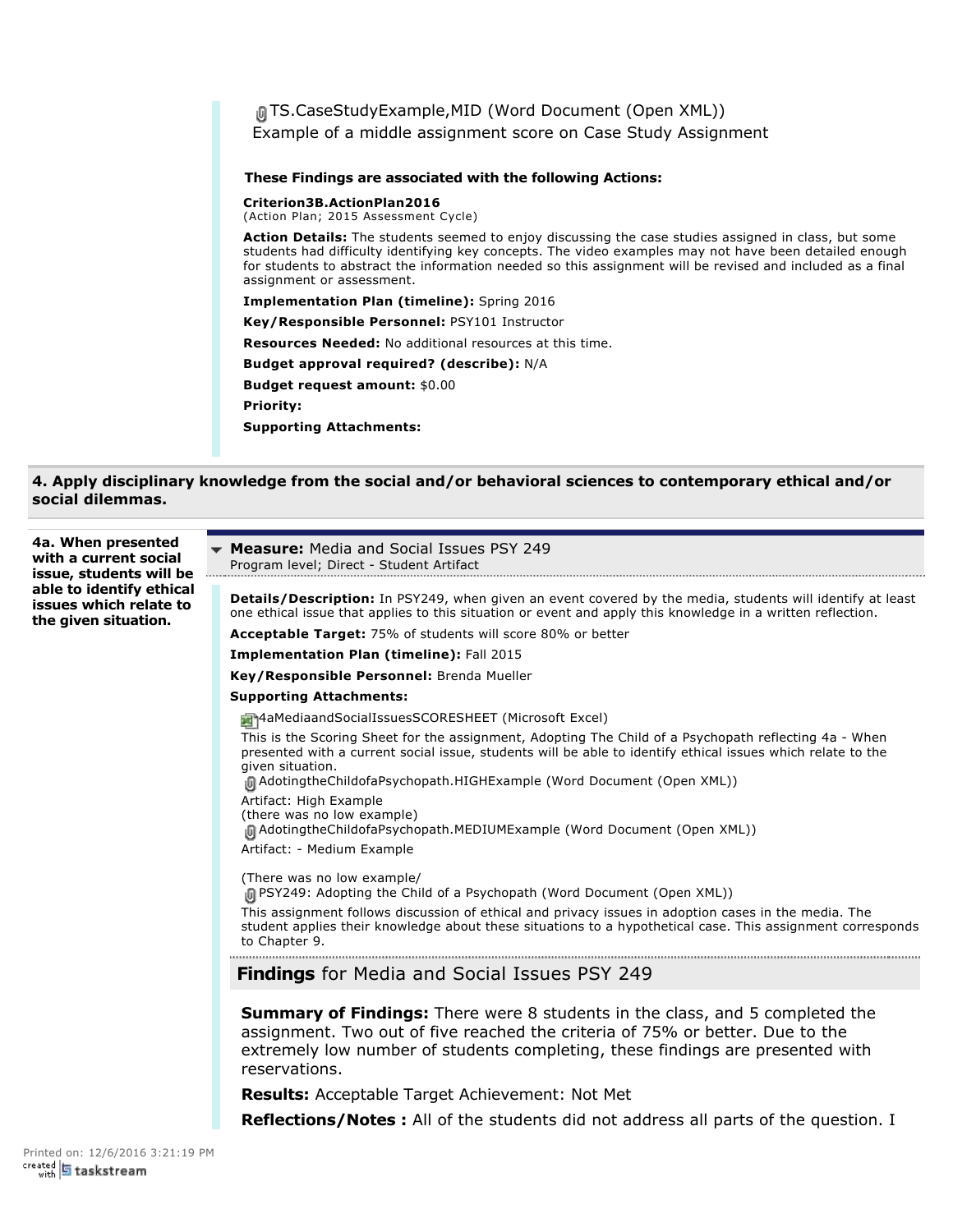TS.CaseStudyExample,MID (Word Document (Open XML))
Example of a middle assignment score on Case Study Assignment

**These Findings are associated with the following Actions:**

**Criterion3B.ActionPlan2016**
(Action Plan; 2015 Assessment Cycle)

**Action Details:** The students seemed to enjoy discussing the case studies assigned in class, but some students had difficulty identifying key concepts. The video examples may not have been detailed enough for students to abstract the information needed so this assignment will be revised and included as a final assignment or assessment.

**Implementation Plan (timeline):** Spring 2016

**Key/Responsible Personnel:** PSY101 Instructor

**Resources Needed:** No additional resources at this time.

**Budget approval required? (describe):** N/A

**Budget request amount:** $0.00

**Priority:**

**Supporting Attachments:**

## 4. Apply disciplinary knowledge from the social and/or behavioral sciences to contemporary ethical and/or social dilemmas.

**4a. When presented with a current social issue, students will be able to identify ethical issues which relate to the given situation.**

**Measure:** Media and Social Issues PSY 249
Program level; Direct - Student Artifact

**Details/Description:** In PSY249, when given an event covered by the media, students will identify at least one ethical issue that applies to this situation or event and apply this knowledge in a written reflection.

**Acceptable Target:** 75% of students will score 80% or better

**Implementation Plan (timeline):** Fall 2015

**Key/Responsible Personnel:** Brenda Mueller

**Supporting Attachments:**

4aMediaandSocialIssuesSCORESHEET (Microsoft Excel)
This is the Scoring Sheet for the assignment, Adopting The Child of a Psychopath reflecting 4a - When presented with a current social issue, students will be able to identify ethical issues which relate to the given situation.

AdotingtheChildofaPsychopath.HIGHExample (Word Document (Open XML))
Artifact: High Example
(there was no low example)

AdotingtheChildofaPsychopath.MEDIUMExample (Word Document (Open XML))
Artifact: - Medium Example

(There was no low example/

PSY249: Adopting the Child of a Psychopath (Word Document (Open XML))
This assignment follows discussion of ethical and privacy issues in adoption cases in the media. The student applies their knowledge about these situations to a hypothetical case. This assignment corresponds to Chapter 9.

### Findings for Media and Social Issues PSY 249

**Summary of Findings:** There were 8 students in the class, and 5 completed the assignment. Two out of five reached the criteria of 75% or better. Due to the extremely low number of students completing, these findings are presented with reservations.

**Results:** Acceptable Target Achievement: Not Met

**Reflections/Notes :** All of the students did not address all parts of the question. I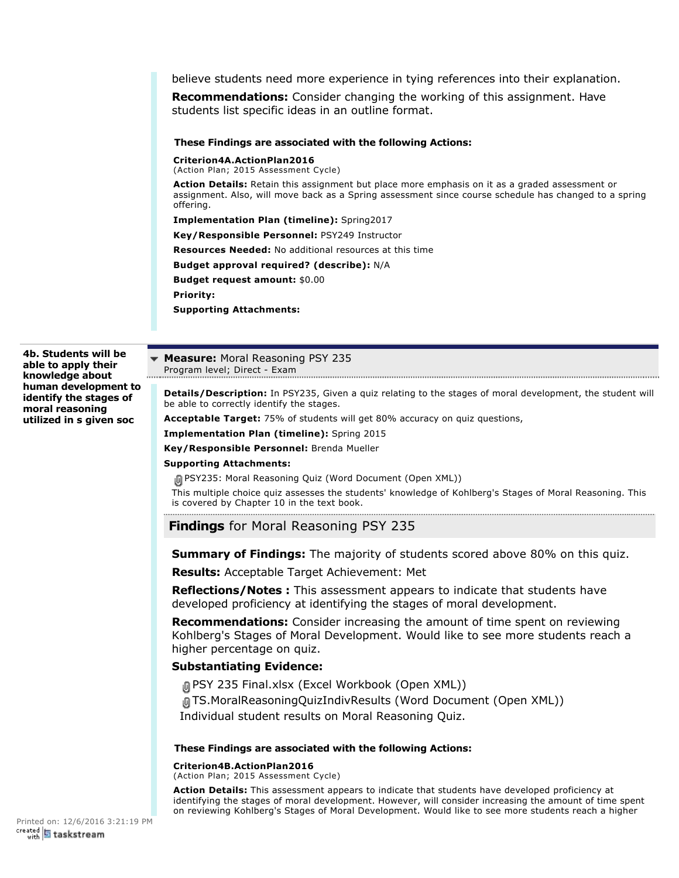believe students need more experience in tying references into their explanation.

**Recommendations:** Consider changing the working of this assignment. Have students list specific ideas in an outline format.

**These Findings are associated with the following Actions:**

**Criterion4A.ActionPlan2016**
(Action Plan; 2015 Assessment Cycle)

**Action Details:** Retain this assignment but place more emphasis on it as a graded assessment or assignment. Also, will move back as a Spring assessment since course schedule has changed to a spring offering.

**Implementation Plan (timeline):** Spring2017

**Key/Responsible Personnel:** PSY249 Instructor

**Resources Needed:** No additional resources at this time

**Budget approval required? (describe):** N/A

**Budget request amount:** $0.00

**Priority:**

**Supporting Attachments:**

---

**4b. Students will be able to apply their knowledge about human development to identify the stages of moral reasoning utilized in s given soc**

**Measure:** Moral Reasoning PSY 235
Program level; Direct - Exam

**Details/Description:** In PSY235, Given a quiz relating to the stages of moral development, the student will be able to correctly identify the stages.

**Acceptable Target:** 75% of students will get 80% accuracy on quiz questions,

**Implementation Plan (timeline):** Spring 2015

**Key/Responsible Personnel:** Brenda Mueller

**Supporting Attachments:**

PSY235: Moral Reasoning Quiz (Word Document (Open XML))

This multiple choice quiz assesses the students' knowledge of Kohlberg's Stages of Moral Reasoning. This is covered by Chapter 10 in the text book.

## Findings for Moral Reasoning PSY 235

**Summary of Findings:** The majority of students scored above 80% on this quiz.

**Results:** Acceptable Target Achievement: Met

**Reflections/Notes :** This assessment appears to indicate that students have developed proficiency at identifying the stages of moral development.

**Recommendations:** Consider increasing the amount of time spent on reviewing Kohlberg's Stages of Moral Development. Would like to see more students reach a higher percentage on quiz.

**Substantiating Evidence:**

PSY 235 Final.xlsx (Excel Workbook (Open XML))

TS.MoralReasoningQuizIndivResults (Word Document (Open XML))

Individual student results on Moral Reasoning Quiz.

**These Findings are associated with the following Actions:**

**Criterion4B.ActionPlan2016**
(Action Plan; 2015 Assessment Cycle)

**Action Details:** This assessment appears to indicate that students have developed proficiency at identifying the stages of moral development. However, will consider increasing the amount of time spent on reviewing Kohlberg's Stages of Moral Development. Would like to see more students reach a higher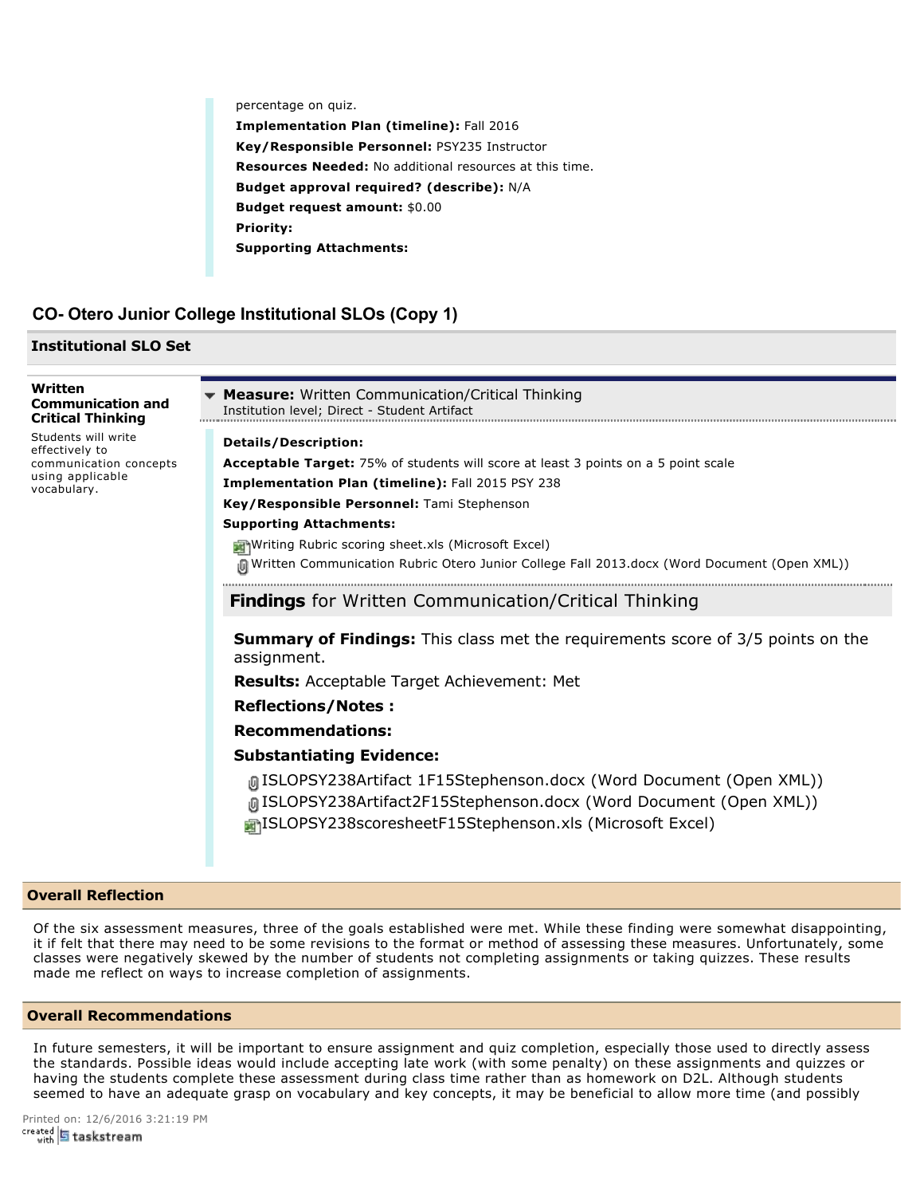percentage on quiz.

**Implementation Plan (timeline):** Fall 2016

**Key/Responsible Personnel:** PSY235 Instructor

**Resources Needed:** No additional resources at this time.

**Budget approval required? (describe):** N/A

**Budget request amount:** $0.00

**Priority:**

**Supporting Attachments:**

## CO- Otero Junior College Institutional SLOs (Copy 1)

### Institutional SLO Set

**Written Communication and Critical Thinking**

Students will write effectively to communication concepts using applicable vocabulary.

#### Measure: Written Communication/Critical Thinking

Institution level; Direct - Student Artifact

**Details/Description:**

**Acceptable Target:** 75% of students will score at least 3 points on a 5 point scale

**Implementation Plan (timeline):** Fall 2015 PSY 238

**Key/Responsible Personnel:** Tami Stephenson

**Supporting Attachments:**

- Writing Rubric scoring sheet.xls (Microsoft Excel)
- Written Communication Rubric Otero Junior College Fall 2013.docx (Word Document (Open XML))

#### Findings for Written Communication/Critical Thinking

**Summary of Findings:** This class met the requirements score of 3/5 points on the assignment.

**Results:** Acceptable Target Achievement: Met

**Reflections/Notes :**

**Recommendations:**

**Substantiating Evidence:**

- ISLOPSY238Artifact 1F15Stephenson.docx (Word Document (Open XML))
- ISLOPSY238Artifact2F15Stephenson.docx (Word Document (Open XML))
- ISLOPSY238scoresheetF15Stephenson.xls (Microsoft Excel)

### Overall Reflection

Of the six assessment measures, three of the goals established were met. While these finding were somewhat disappointing, it if felt that there may need to be some revisions to the format or method of assessing these measures. Unfortunately, some classes were negatively skewed by the number of students not completing assignments or taking quizzes. These results made me reflect on ways to increase completion of assignments.

### Overall Recommendations

In future semesters, it will be important to ensure assignment and quiz completion, especially those used to directly assess the standards. Possible ideas would include accepting late work (with some penalty) on these assignments and quizzes or having the students complete these assessment during class time rather than as homework on D2L. Although students seemed to have an adequate grasp on vocabulary and key concepts, it may be beneficial to allow more time (and possibly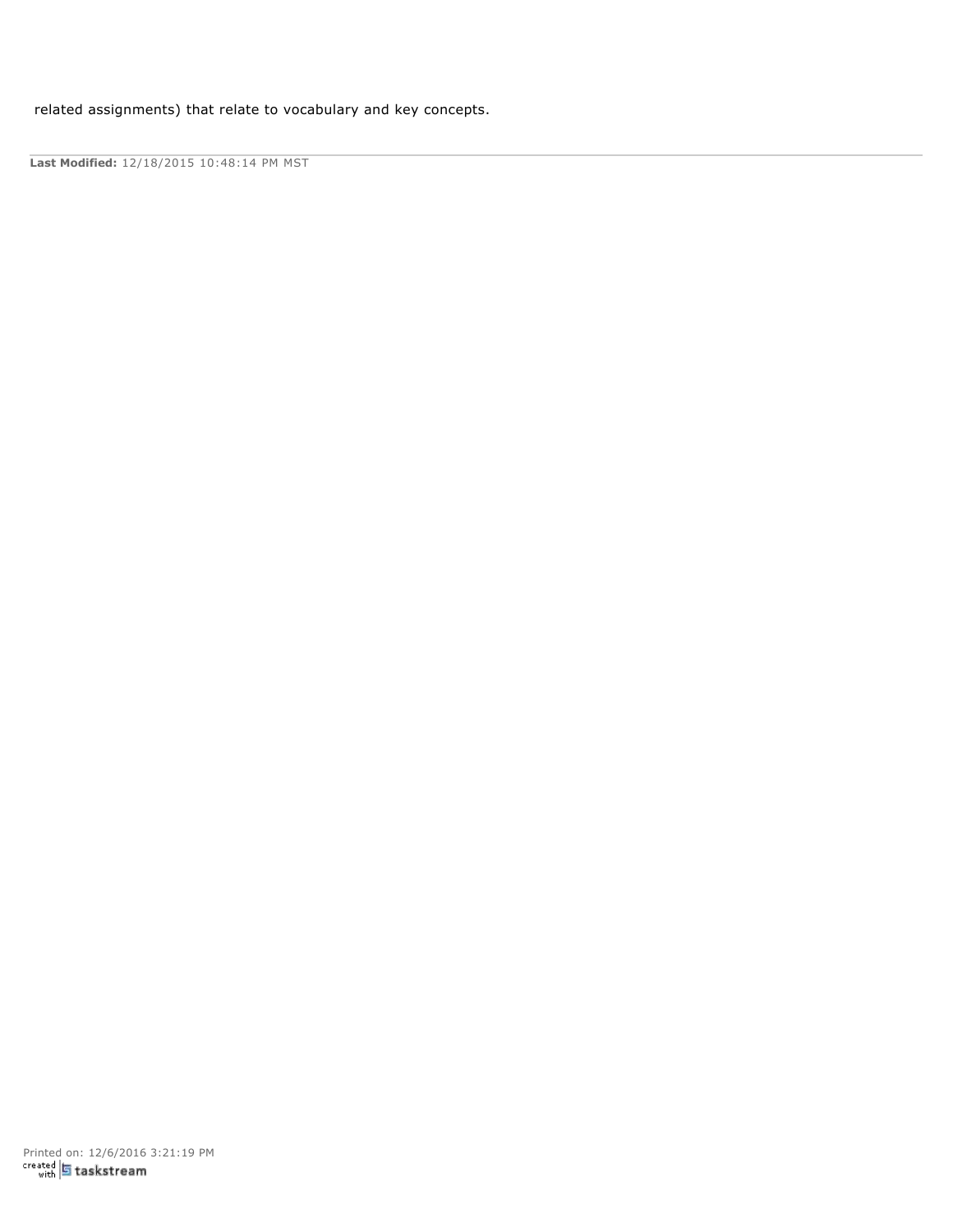related assignments) that relate to vocabulary and key concepts.

---

**Last Modified:** 12/18/2015 10:48:14 PM MST